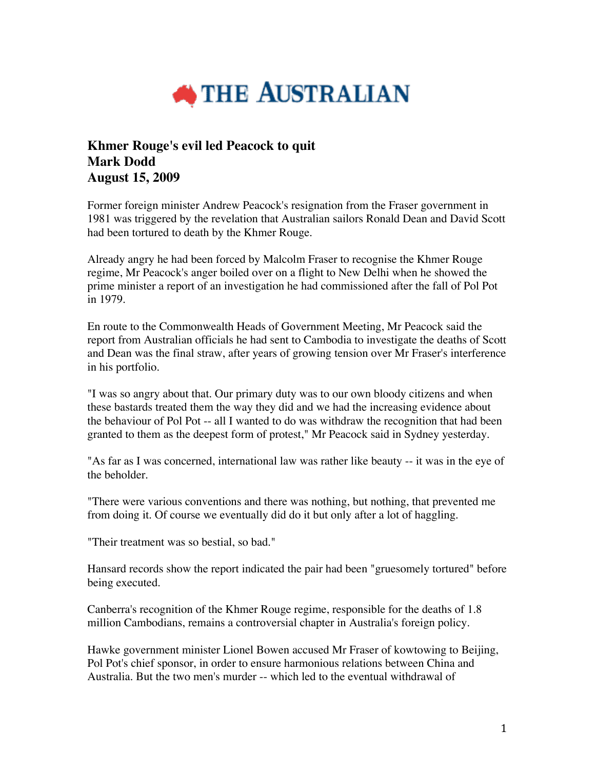# THE AUSTRALIAN

**Khmer Rouge's evil led Peacock to quit**
**Mark Dodd**
**August 15, 2009**

Former foreign minister Andrew Peacock's resignation from the Fraser government in 1981 was triggered by the revelation that Australian sailors Ronald Dean and David Scott had been tortured to death by the Khmer Rouge.

Already angry he had been forced by Malcolm Fraser to recognise the Khmer Rouge regime, Mr Peacock's anger boiled over on a flight to New Delhi when he showed the prime minister a report of an investigation he had commissioned after the fall of Pol Pot in 1979.

En route to the Commonwealth Heads of Government Meeting, Mr Peacock said the report from Australian officials he had sent to Cambodia to investigate the deaths of Scott and Dean was the final straw, after years of growing tension over Mr Fraser's interference in his portfolio.

"I was so angry about that. Our primary duty was to our own bloody citizens and when these bastards treated them the way they did and we had the increasing evidence about the behaviour of Pol Pot -- all I wanted to do was withdraw the recognition that had been granted to them as the deepest form of protest," Mr Peacock said in Sydney yesterday.

"As far as I was concerned, international law was rather like beauty -- it was in the eye of the beholder.

"There were various conventions and there was nothing, but nothing, that prevented me from doing it. Of course we eventually did do it but only after a lot of haggling.

"Their treatment was so bestial, so bad."

Hansard records show the report indicated the pair had been "gruesomely tortured" before being executed.

Canberra's recognition of the Khmer Rouge regime, responsible for the deaths of 1.8 million Cambodians, remains a controversial chapter in Australia's foreign policy.

Hawke government minister Lionel Bowen accused Mr Fraser of kowtowing to Beijing, Pol Pot's chief sponsor, in order to ensure harmonious relations between China and Australia. But the two men's murder -- which led to the eventual withdrawal of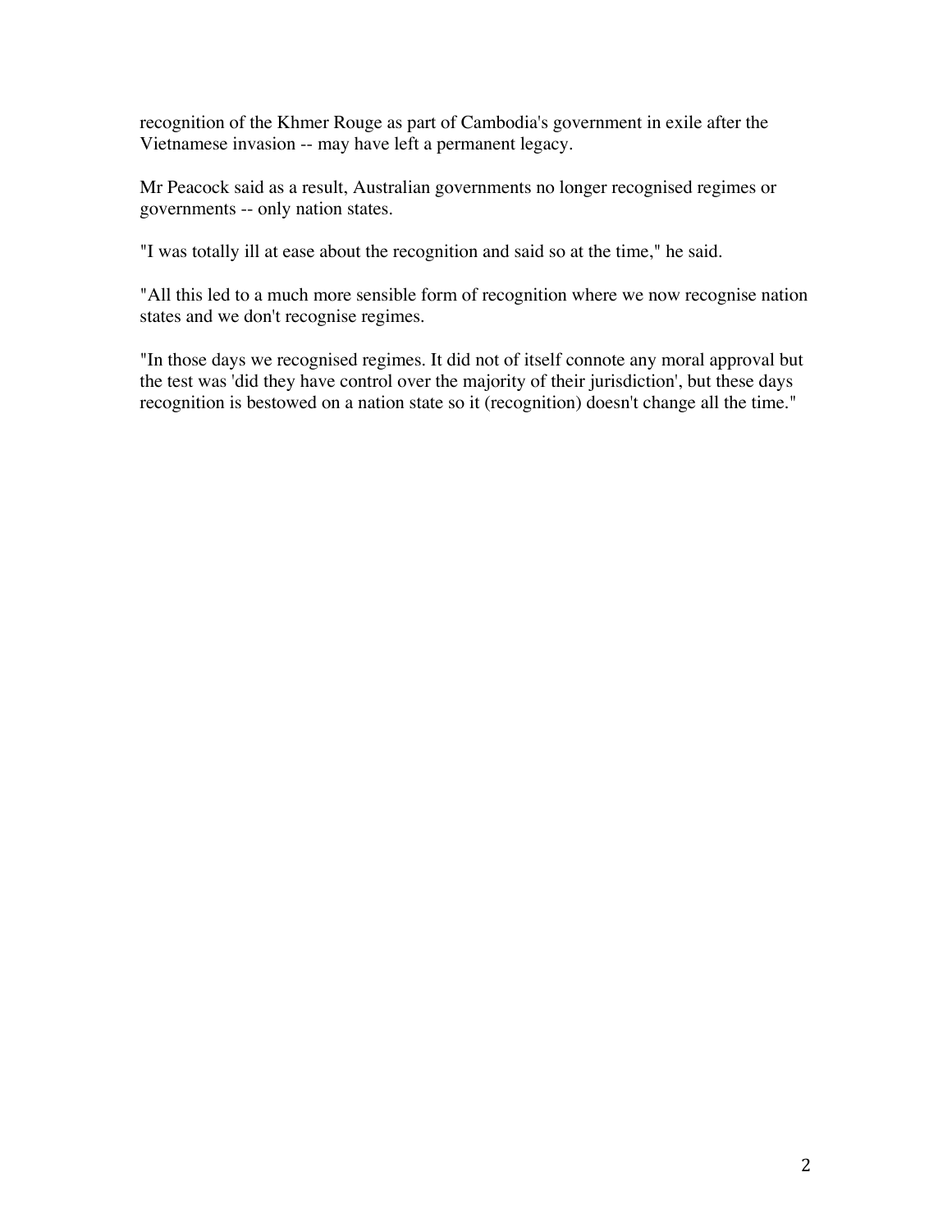recognition of the Khmer Rouge as part of Cambodia's government in exile after the Vietnamese invasion -- may have left a permanent legacy.

Mr Peacock said as a result, Australian governments no longer recognised regimes or governments -- only nation states.

"I was totally ill at ease about the recognition and said so at the time," he said.

"All this led to a much more sensible form of recognition where we now recognise nation states and we don't recognise regimes.

"In those days we recognised regimes. It did not of itself connote any moral approval but the test was 'did they have control over the majority of their jurisdiction', but these days recognition is bestowed on a nation state so it (recognition) doesn't change all the time."